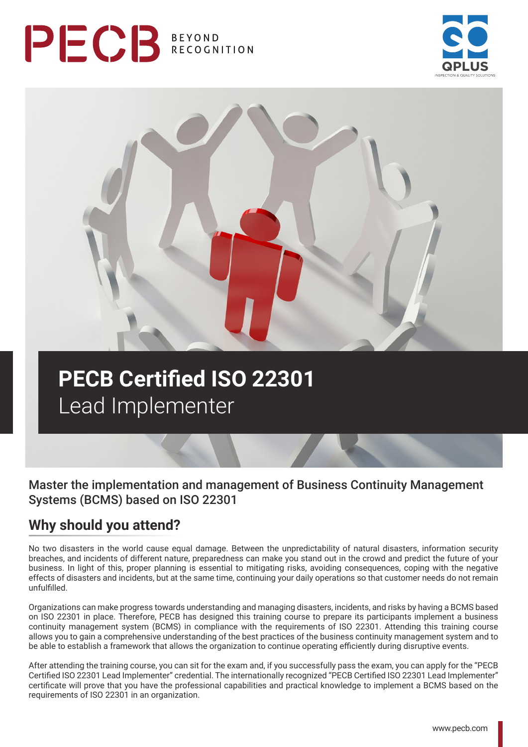PECB BEYOND RECOGNITION

QPLUS INSPECTION & QUALITY SOLUTIONS

# PECB Certified ISO 22301 Lead Implementer

## Master the implementation and management of Business Continuity Management Systems (BCMS) based on ISO 22301

## Why should you attend?

No two disasters in the world cause equal damage. Between the unpredictability of natural disasters, information security breaches, and incidents of different nature, preparedness can make you stand out in the crowd and predict the future of your business. In light of this, proper planning is essential to mitigating risks, avoiding consequences, coping with the negative effects of disasters and incidents, but at the same time, continuing your daily operations so that customer needs do not remain unfulfilled.

Organizations can make progress towards understanding and managing disasters, incidents, and risks by having a BCMS based on ISO 22301 in place. Therefore, PECB has designed this training course to prepare its participants implement a business continuity management system (BCMS) in compliance with the requirements of ISO 22301. Attending this training course allows you to gain a comprehensive understanding of the best practices of the business continuity management system and to be able to establish a framework that allows the organization to continue operating efficiently during disruptive events.

After attending the training course, you can sit for the exam and, if you successfully pass the exam, you can apply for the "PECB Certified ISO 22301 Lead Implementer" credential. The internationally recognized "PECB Certified ISO 22301 Lead Implementer" certificate will prove that you have the professional capabilities and practical knowledge to implement a BCMS based on the requirements of ISO 22301 in an organization.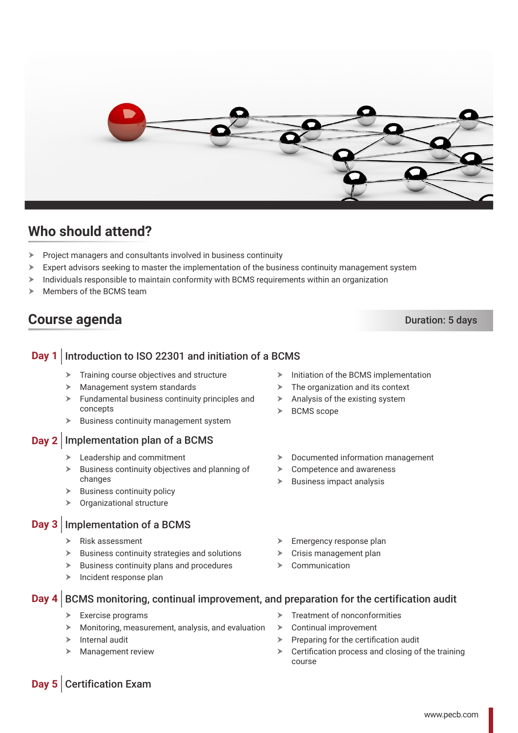## Who should attend?

- Project managers and consultants involved in business continuity
- Expert advisors seeking to master the implementation of the business continuity management system
- Individuals responsible to maintain conformity with BCMS requirements within an organization
- Members of the BCMS team

## Course agenda

Duration: 5 days

### Day 1 | Introduction to ISO 22301 and initiation of a BCMS

- Training course objectives and structure
- Management system standards
- Fundamental business continuity principles and concepts
- Business continuity management system
- Initiation of the BCMS implementation
- The organization and its context
- Analysis of the existing system
- BCMS scope

### Day 2 | Implementation plan of a BCMS

- Leadership and commitment
- Business continuity objectives and planning of changes
- Business continuity policy
- Organizational structure
- Documented information management
- Competence and awareness
- Business impact analysis

### Day 3 | Implementation of a BCMS

- Risk assessment
- Business continuity strategies and solutions
- Business continuity plans and procedures
- Incident response plan
- Emergency response plan
- Crisis management plan
- Communication

### Day 4 | BCMS monitoring, continual improvement, and preparation for the certification audit

- Exercise programs
- Monitoring, measurement, analysis, and evaluation
- Internal audit
- Management review
- Treatment of nonconformities
- Continual improvement
- Preparing for the certification audit
- Certification process and closing of the training course

### Day 5 | Certification Exam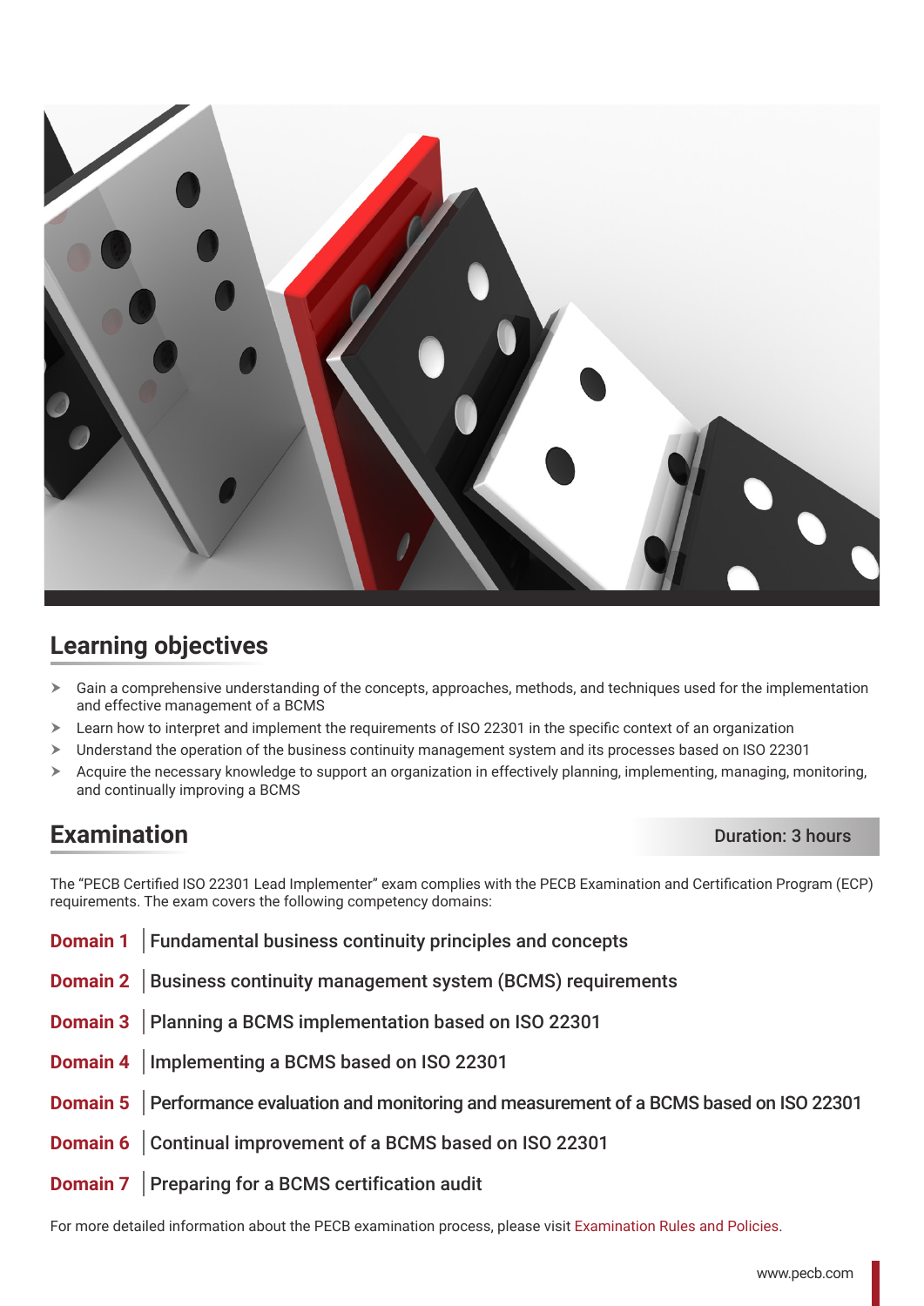## Learning objectives

- Gain a comprehensive understanding of the concepts, approaches, methods, and techniques used for the implementation and effective management of a BCMS
- Learn how to interpret and implement the requirements of ISO 22301 in the specific context of an organization
- Understand the operation of the business continuity management system and its processes based on ISO 22301
- Acquire the necessary knowledge to support an organization in effectively planning, implementing, managing, monitoring, and continually improving a BCMS

## Examination

**Duration: 3 hours**

The "PECB Certified ISO 22301 Lead Implementer" exam complies with the PECB Examination and Certification Program (ECP) requirements. The exam covers the following competency domains:

**Domain 1** | Fundamental business continuity principles and concepts

**Domain 2** | Business continuity management system (BCMS) requirements

**Domain 3** | Planning a BCMS implementation based on ISO 22301

**Domain 4** | Implementing a BCMS based on ISO 22301

**Domain 5** | Performance evaluation and monitoring and measurement of a BCMS based on ISO 22301

**Domain 6** | Continual improvement of a BCMS based on ISO 22301

**Domain 7** | Preparing for a BCMS certification audit

For more detailed information about the PECB examination process, please visit Examination Rules and Policies.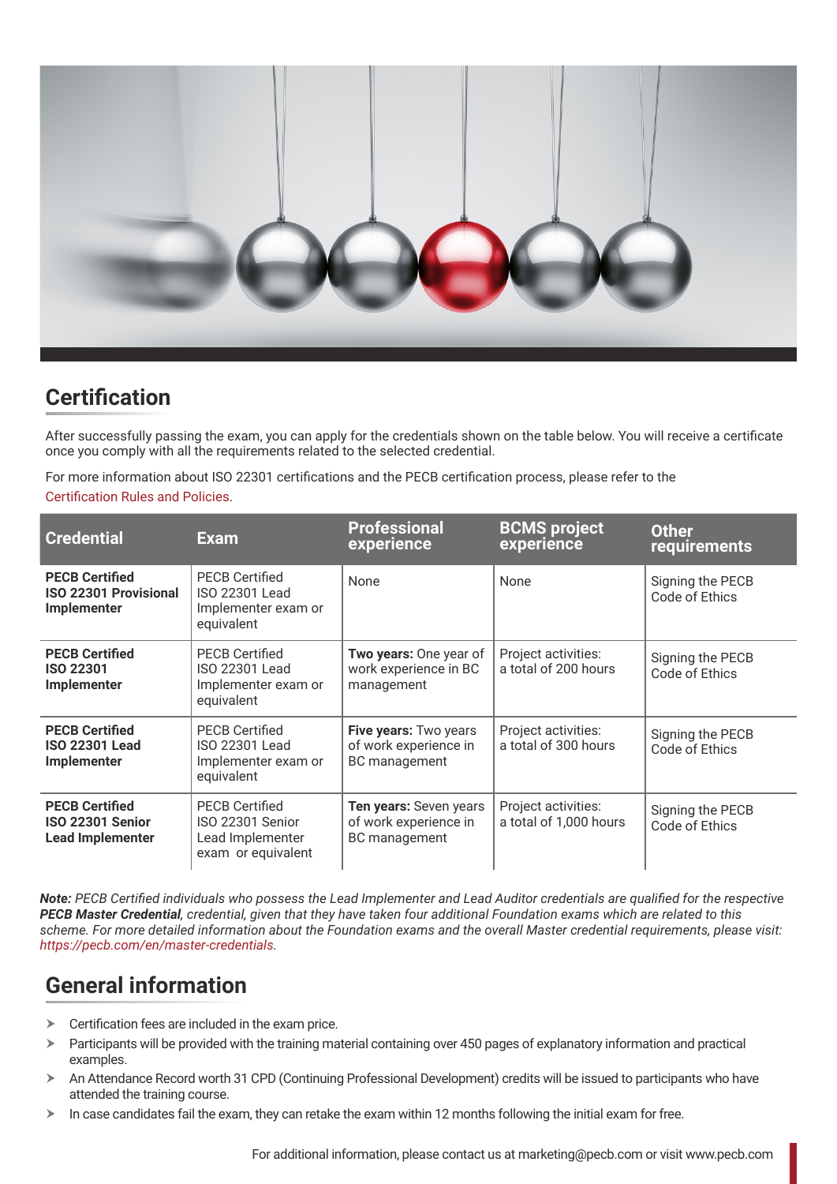## Certification

After successfully passing the exam, you can apply for the credentials shown on the table below. You will receive a certificate once you comply with all the requirements related to the selected credential.

For more information about ISO 22301 certifications and the PECB certification process, please refer to the Certification Rules and Policies.

| Credential | Exam | Professional experience | BCMS project experience | Other requirements |
|---|---|---|---|---|
| **PECB Certified ISO 22301 Provisional Implementer** | PECB Certified ISO 22301 Lead Implementer exam or equivalent | None | None | Signing the PECB Code of Ethics |
| **PECB Certified ISO 22301 Implementer** | PECB Certified ISO 22301 Lead Implementer exam or equivalent | **Two years:** One year of work experience in BC management | Project activities: a total of 200 hours | Signing the PECB Code of Ethics |
| **PECB Certified ISO 22301 Lead Implementer** | PECB Certified ISO 22301 Lead Implementer exam or equivalent | **Five years:** Two years of work experience in BC management | Project activities: a total of 300 hours | Signing the PECB Code of Ethics |
| **PECB Certified ISO 22301 Senior Lead Implementer** | PECB Certified ISO 22301 Senior Lead Implementer exam or equivalent | **Ten years:** Seven years of work experience in BC management | Project activities: a total of 1,000 hours | Signing the PECB Code of Ethics |

***Note:*** *PECB Certified individuals who possess the Lead Implementer and Lead Auditor credentials are qualified for the respective* ***PECB Master Credential****, credential, given that they have taken four additional Foundation exams which are related to this scheme. For more detailed information about the Foundation exams and the overall Master credential requirements, please visit: https://pecb.com/en/master-credentials.*

## General information

- Certification fees are included in the exam price.
- Participants will be provided with the training material containing over 450 pages of explanatory information and practical examples.
- An Attendance Record worth 31 CPD (Continuing Professional Development) credits will be issued to participants who have attended the training course.
- In case candidates fail the exam, they can retake the exam within 12 months following the initial exam for free.

For additional information, please contact us at marketing@pecb.com or visit www.pecb.com